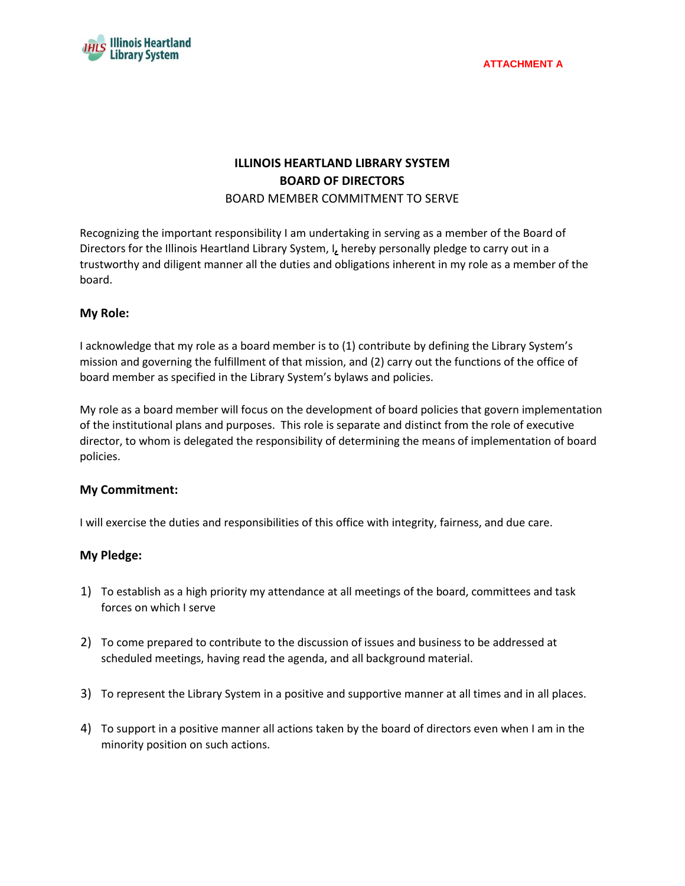Illinois Heartland Library System

ATTACHMENT A

**ILLINOIS HEARTLAND LIBRARY SYSTEM**
**BOARD OF DIRECTORS**
BOARD MEMBER COMMITMENT TO SERVE

Recognizing the important responsibility I am undertaking in serving as a member of the Board of Directors for the Illinois Heartland Library System, I, hereby personally pledge to carry out in a trustworthy and diligent manner all the duties and obligations inherent in my role as a member of the board.

### My Role:

I acknowledge that my role as a board member is to (1) contribute by defining the Library System's mission and governing the fulfillment of that mission, and (2) carry out the functions of the office of board member as specified in the Library System's bylaws and policies.

My role as a board member will focus on the development of board policies that govern implementation of the institutional plans and purposes. This role is separate and distinct from the role of executive director, to whom is delegated the responsibility of determining the means of implementation of board policies.

### My Commitment:

I will exercise the duties and responsibilities of this office with integrity, fairness, and due care.

### My Pledge:

1) To establish as a high priority my attendance at all meetings of the board, committees and task forces on which I serve

2) To come prepared to contribute to the discussion of issues and business to be addressed at scheduled meetings, having read the agenda, and all background material.

3) To represent the Library System in a positive and supportive manner at all times and in all places.

4) To support in a positive manner all actions taken by the board of directors even when I am in the minority position on such actions.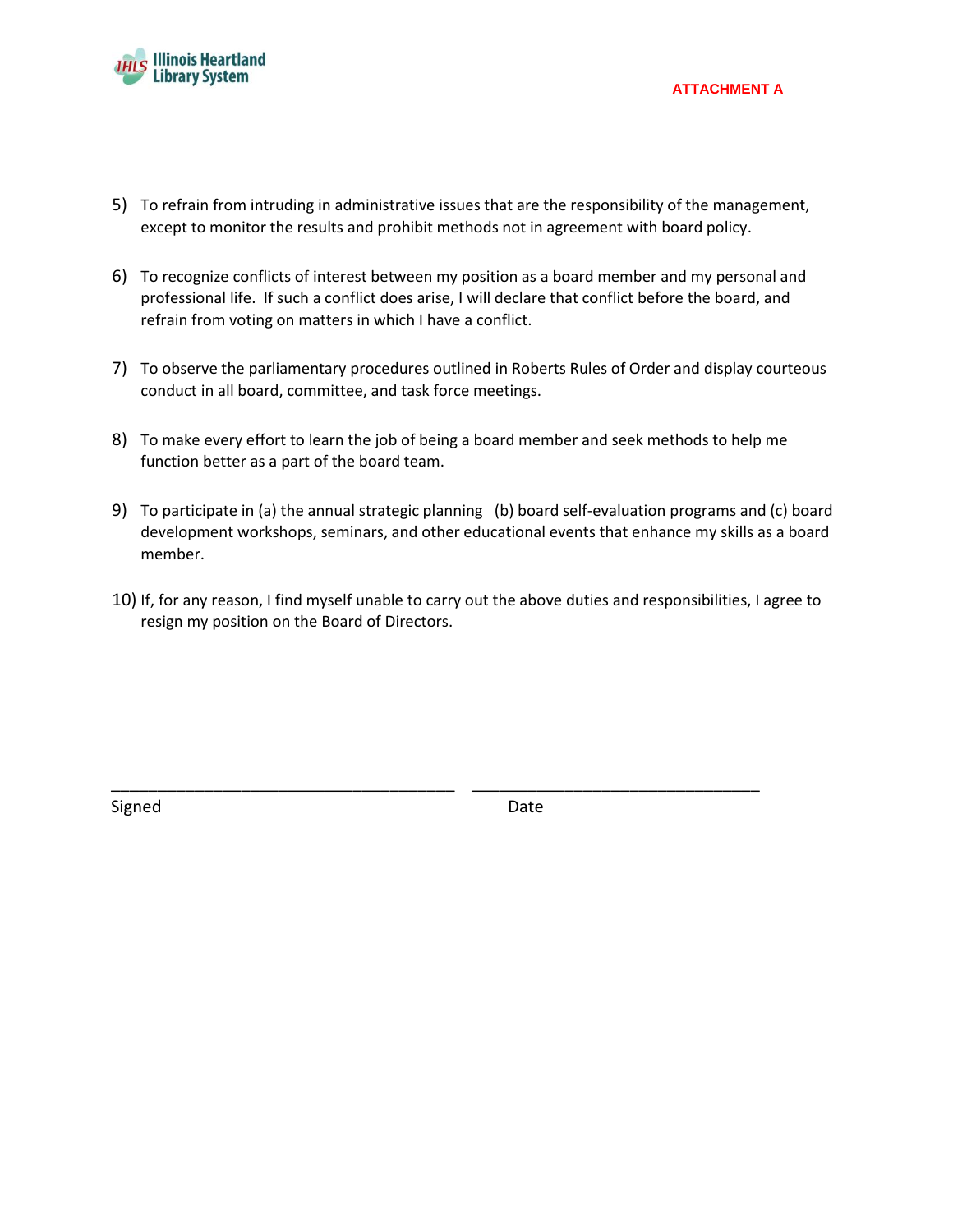ATTACHMENT A

5) To refrain from intruding in administrative issues that are the responsibility of the management, except to monitor the results and prohibit methods not in agreement with board policy.

6) To recognize conflicts of interest between my position as a board member and my personal and professional life. If such a conflict does arise, I will declare that conflict before the board, and refrain from voting on matters in which I have a conflict.

7) To observe the parliamentary procedures outlined in Roberts Rules of Order and display courteous conduct in all board, committee, and task force meetings.

8) To make every effort to learn the job of being a board member and seek methods to help me function better as a part of the board team.

9) To participate in (a) the annual strategic planning (b) board self-evaluation programs and (c) board development workshops, seminars, and other educational events that enhance my skills as a board member.

10) If, for any reason, I find myself unable to carry out the above duties and responsibilities, I agree to resign my position on the Board of Directors.

______________________________________ ________________________________

Signed Date